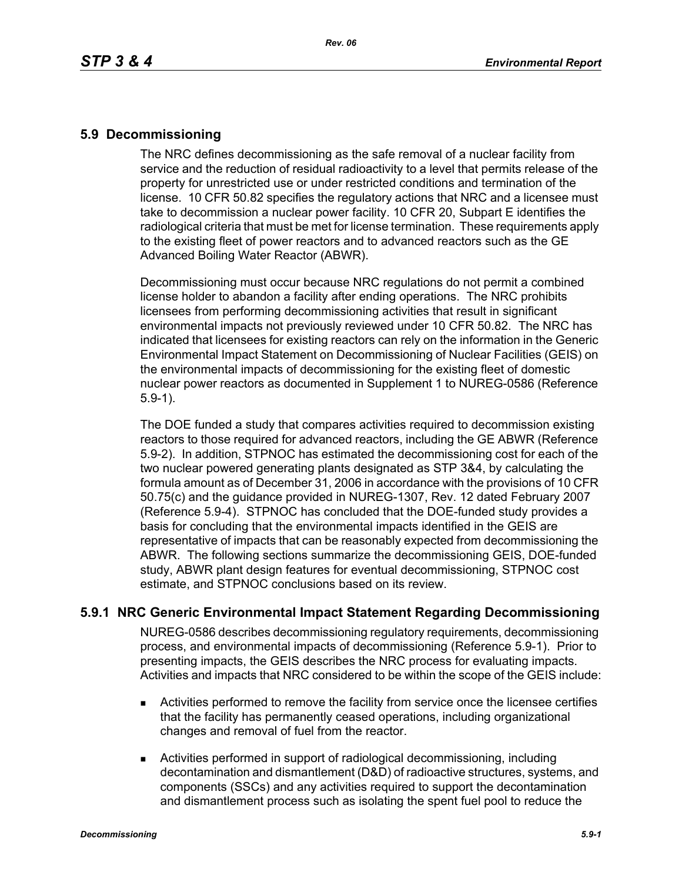## 5.9 Decommissioning

The NRC defines decommissioning as the safe removal of a nuclear facility from service and the reduction of residual radioactivity to a level that permits release of the property for unrestricted use or under restricted conditions and termination of the license. 10 CFR 50.82 specifies the regulatory actions that NRC and a licensee must take to decommission a nuclear power facility. 10 CFR 20, Subpart E identifies the radiological criteria that must be met for license termination. These requirements apply to the existing fleet of power reactors and to advanced reactors such as the GE Advanced Boiling Water Reactor (ABWR).

Decommissioning must occur because NRC regulations do not permit a combined license holder to abandon a facility after ending operations. The NRC prohibits licensees from performing decommissioning activities that result in significant environmental impacts not previously reviewed under 10 CFR 50.82. The NRC has indicated that licensees for existing reactors can rely on the information in the Generic Environmental Impact Statement on Decommissioning of Nuclear Facilities (GEIS) on the environmental impacts of decommissioning for the existing fleet of domestic nuclear power reactors as documented in Supplement 1 to NUREG-0586 (Reference 5.9-1).

The DOE funded a study that compares activities required to decommission existing reactors to those required for advanced reactors, including the GE ABWR (Reference 5.9-2). In addition, STPNOC has estimated the decommissioning cost for each of the two nuclear powered generating plants designated as STP 3&4, by calculating the formula amount as of December 31, 2006 in accordance with the provisions of 10 CFR 50.75(c) and the guidance provided in NUREG-1307, Rev. 12 dated February 2007 (Reference 5.9-4). STPNOC has concluded that the DOE-funded study provides a basis for concluding that the environmental impacts identified in the GEIS are representative of impacts that can be reasonably expected from decommissioning the ABWR. The following sections summarize the decommissioning GEIS, DOE-funded study, ABWR plant design features for eventual decommissioning, STPNOC cost estimate, and STPNOC conclusions based on its review.

### 5.9.1 NRC Generic Environmental Impact Statement Regarding Decommissioning

NUREG-0586 describes decommissioning regulatory requirements, decommissioning process, and environmental impacts of decommissioning (Reference 5.9-1). Prior to presenting impacts, the GEIS describes the NRC process for evaluating impacts. Activities and impacts that NRC considered to be within the scope of the GEIS include:

- Activities performed to remove the facility from service once the licensee certifies that the facility has permanently ceased operations, including organizational changes and removal of fuel from the reactor.
- Activities performed in support of radiological decommissioning, including decontamination and dismantlement (D&D) of radioactive structures, systems, and components (SSCs) and any activities required to support the decontamination and dismantlement process such as isolating the spent fuel pool to reduce the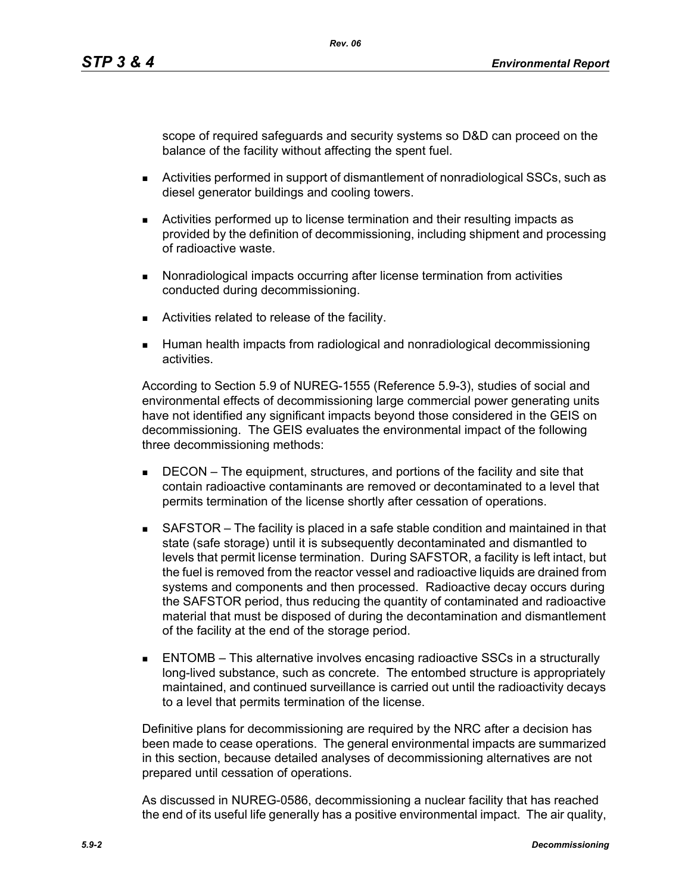scope of required safeguards and security systems so D&D can proceed on the balance of the facility without affecting the spent fuel.

- Activities performed in support of dismantlement of nonradiological SSCs, such as diesel generator buildings and cooling towers.
- Activities performed up to license termination and their resulting impacts as provided by the definition of decommissioning, including shipment and processing of radioactive waste.
- Nonradiological impacts occurring after license termination from activities conducted during decommissioning.
- Activities related to release of the facility.
- Human health impacts from radiological and nonradiological decommissioning activities.

According to Section 5.9 of NUREG-1555 (Reference 5.9-3), studies of social and environmental effects of decommissioning large commercial power generating units have not identified any significant impacts beyond those considered in the GEIS on decommissioning. The GEIS evaluates the environmental impact of the following three decommissioning methods:

- DECON – The equipment, structures, and portions of the facility and site that contain radioactive contaminants are removed or decontaminated to a level that permits termination of the license shortly after cessation of operations.
- SAFSTOR – The facility is placed in a safe stable condition and maintained in that state (safe storage) until it is subsequently decontaminated and dismantled to levels that permit license termination. During SAFSTOR, a facility is left intact, but the fuel is removed from the reactor vessel and radioactive liquids are drained from systems and components and then processed. Radioactive decay occurs during the SAFSTOR period, thus reducing the quantity of contaminated and radioactive material that must be disposed of during the decontamination and dismantlement of the facility at the end of the storage period.
- ENTOMB – This alternative involves encasing radioactive SSCs in a structurally long-lived substance, such as concrete. The entombed structure is appropriately maintained, and continued surveillance is carried out until the radioactivity decays to a level that permits termination of the license.

Definitive plans for decommissioning are required by the NRC after a decision has been made to cease operations. The general environmental impacts are summarized in this section, because detailed analyses of decommissioning alternatives are not prepared until cessation of operations.

As discussed in NUREG-0586, decommissioning a nuclear facility that has reached the end of its useful life generally has a positive environmental impact. The air quality,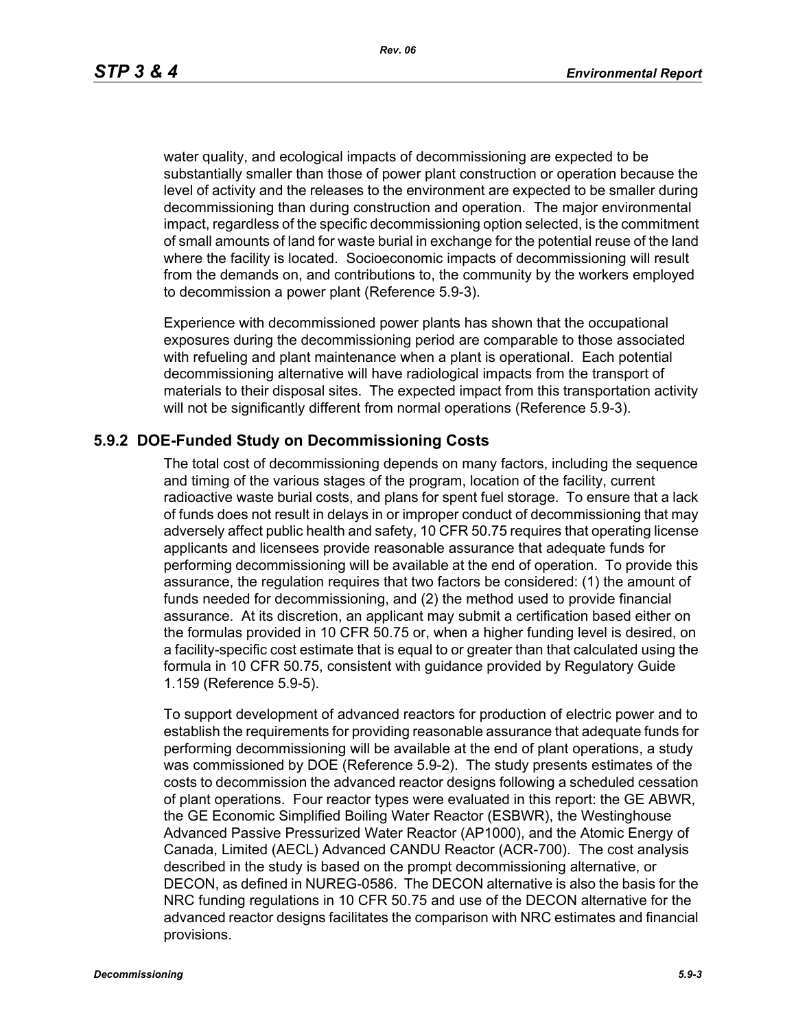water quality, and ecological impacts of decommissioning are expected to be substantially smaller than those of power plant construction or operation because the level of activity and the releases to the environment are expected to be smaller during decommissioning than during construction and operation. The major environmental impact, regardless of the specific decommissioning option selected, is the commitment of small amounts of land for waste burial in exchange for the potential reuse of the land where the facility is located. Socioeconomic impacts of decommissioning will result from the demands on, and contributions to, the community by the workers employed to decommission a power plant (Reference 5.9-3).

Experience with decommissioned power plants has shown that the occupational exposures during the decommissioning period are comparable to those associated with refueling and plant maintenance when a plant is operational. Each potential decommissioning alternative will have radiological impacts from the transport of materials to their disposal sites. The expected impact from this transportation activity will not be significantly different from normal operations (Reference 5.9-3).

### 5.9.2 DOE-Funded Study on Decommissioning Costs

The total cost of decommissioning depends on many factors, including the sequence and timing of the various stages of the program, location of the facility, current radioactive waste burial costs, and plans for spent fuel storage. To ensure that a lack of funds does not result in delays in or improper conduct of decommissioning that may adversely affect public health and safety, 10 CFR 50.75 requires that operating license applicants and licensees provide reasonable assurance that adequate funds for performing decommissioning will be available at the end of operation. To provide this assurance, the regulation requires that two factors be considered: (1) the amount of funds needed for decommissioning, and (2) the method used to provide financial assurance. At its discretion, an applicant may submit a certification based either on the formulas provided in 10 CFR 50.75 or, when a higher funding level is desired, on a facility-specific cost estimate that is equal to or greater than that calculated using the formula in 10 CFR 50.75, consistent with guidance provided by Regulatory Guide 1.159 (Reference 5.9-5).

To support development of advanced reactors for production of electric power and to establish the requirements for providing reasonable assurance that adequate funds for performing decommissioning will be available at the end of plant operations, a study was commissioned by DOE (Reference 5.9-2). The study presents estimates of the costs to decommission the advanced reactor designs following a scheduled cessation of plant operations. Four reactor types were evaluated in this report: the GE ABWR, the GE Economic Simplified Boiling Water Reactor (ESBWR), the Westinghouse Advanced Passive Pressurized Water Reactor (AP1000), and the Atomic Energy of Canada, Limited (AECL) Advanced CANDU Reactor (ACR-700). The cost analysis described in the study is based on the prompt decommissioning alternative, or DECON, as defined in NUREG-0586. The DECON alternative is also the basis for the NRC funding regulations in 10 CFR 50.75 and use of the DECON alternative for the advanced reactor designs facilitates the comparison with NRC estimates and financial provisions.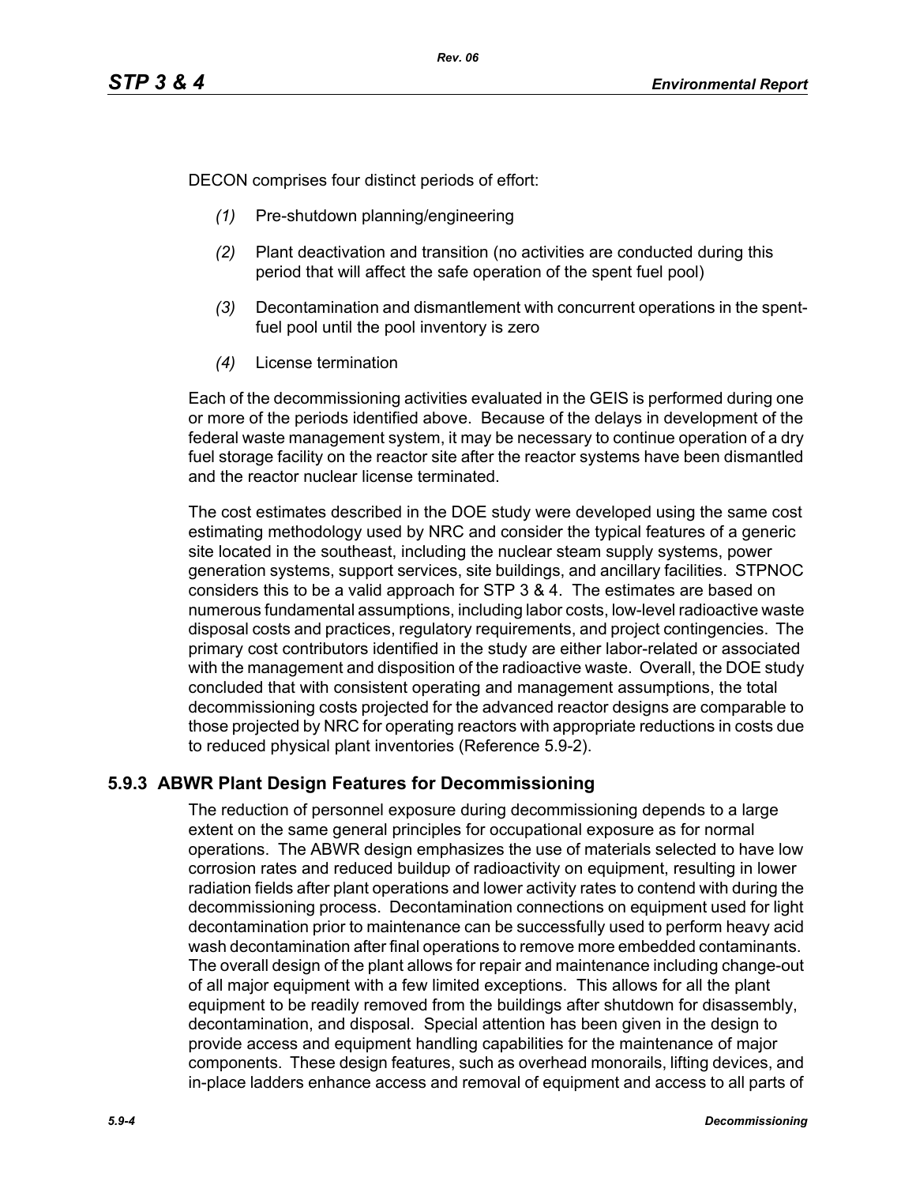DECON comprises four distinct periods of effort:

*(1)* Pre-shutdown planning/engineering

*(2)* Plant deactivation and transition (no activities are conducted during this period that will affect the safe operation of the spent fuel pool)

*(3)* Decontamination and dismantlement with concurrent operations in the spent-fuel pool until the pool inventory is zero

*(4)* License termination

Each of the decommissioning activities evaluated in the GEIS is performed during one or more of the periods identified above. Because of the delays in development of the federal waste management system, it may be necessary to continue operation of a dry fuel storage facility on the reactor site after the reactor systems have been dismantled and the reactor nuclear license terminated.

The cost estimates described in the DOE study were developed using the same cost estimating methodology used by NRC and consider the typical features of a generic site located in the southeast, including the nuclear steam supply systems, power generation systems, support services, site buildings, and ancillary facilities. STPNOC considers this to be a valid approach for STP 3 & 4. The estimates are based on numerous fundamental assumptions, including labor costs, low-level radioactive waste disposal costs and practices, regulatory requirements, and project contingencies. The primary cost contributors identified in the study are either labor-related or associated with the management and disposition of the radioactive waste. Overall, the DOE study concluded that with consistent operating and management assumptions, the total decommissioning costs projected for the advanced reactor designs are comparable to those projected by NRC for operating reactors with appropriate reductions in costs due to reduced physical plant inventories (Reference 5.9-2).

## 5.9.3 ABWR Plant Design Features for Decommissioning

The reduction of personnel exposure during decommissioning depends to a large extent on the same general principles for occupational exposure as for normal operations. The ABWR design emphasizes the use of materials selected to have low corrosion rates and reduced buildup of radioactivity on equipment, resulting in lower radiation fields after plant operations and lower activity rates to contend with during the decommissioning process. Decontamination connections on equipment used for light decontamination prior to maintenance can be successfully used to perform heavy acid wash decontamination after final operations to remove more embedded contaminants. The overall design of the plant allows for repair and maintenance including change-out of all major equipment with a few limited exceptions. This allows for all the plant equipment to be readily removed from the buildings after shutdown for disassembly, decontamination, and disposal. Special attention has been given in the design to provide access and equipment handling capabilities for the maintenance of major components. These design features, such as overhead monorails, lifting devices, and in-place ladders enhance access and removal of equipment and access to all parts of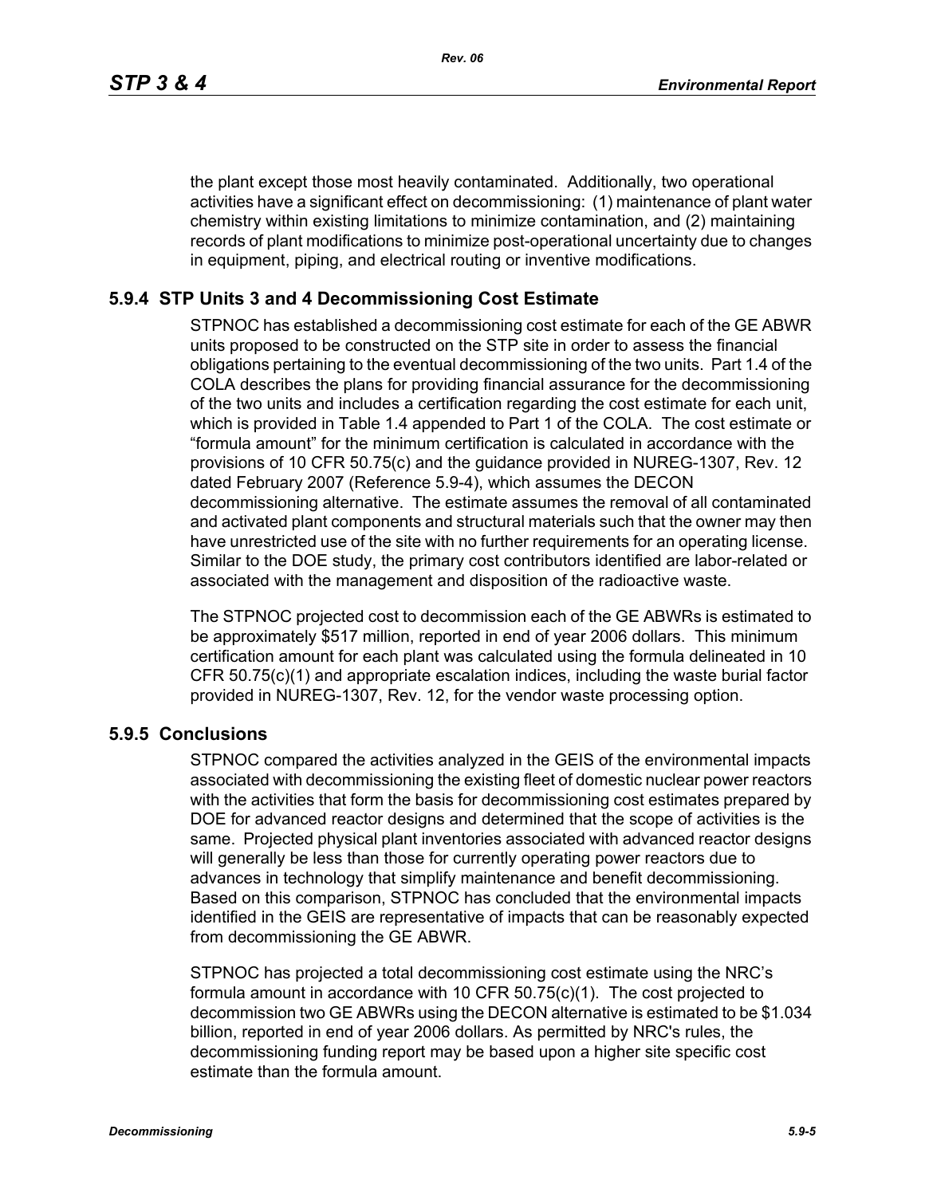the plant except those most heavily contaminated. Additionally, two operational activities have a significant effect on decommissioning: (1) maintenance of plant water chemistry within existing limitations to minimize contamination, and (2) maintaining records of plant modifications to minimize post-operational uncertainty due to changes in equipment, piping, and electrical routing or inventive modifications.

### 5.9.4 STP Units 3 and 4 Decommissioning Cost Estimate

STPNOC has established a decommissioning cost estimate for each of the GE ABWR units proposed to be constructed on the STP site in order to assess the financial obligations pertaining to the eventual decommissioning of the two units. Part 1.4 of the COLA describes the plans for providing financial assurance for the decommissioning of the two units and includes a certification regarding the cost estimate for each unit, which is provided in Table 1.4 appended to Part 1 of the COLA. The cost estimate or "formula amount" for the minimum certification is calculated in accordance with the provisions of 10 CFR 50.75(c) and the guidance provided in NUREG-1307, Rev. 12 dated February 2007 (Reference 5.9-4), which assumes the DECON decommissioning alternative. The estimate assumes the removal of all contaminated and activated plant components and structural materials such that the owner may then have unrestricted use of the site with no further requirements for an operating license. Similar to the DOE study, the primary cost contributors identified are labor-related or associated with the management and disposition of the radioactive waste.

The STPNOC projected cost to decommission each of the GE ABWRs is estimated to be approximately $517 million, reported in end of year 2006 dollars. This minimum certification amount for each plant was calculated using the formula delineated in 10 CFR 50.75(c)(1) and appropriate escalation indices, including the waste burial factor provided in NUREG-1307, Rev. 12, for the vendor waste processing option.

### 5.9.5 Conclusions

STPNOC compared the activities analyzed in the GEIS of the environmental impacts associated with decommissioning the existing fleet of domestic nuclear power reactors with the activities that form the basis for decommissioning cost estimates prepared by DOE for advanced reactor designs and determined that the scope of activities is the same. Projected physical plant inventories associated with advanced reactor designs will generally be less than those for currently operating power reactors due to advances in technology that simplify maintenance and benefit decommissioning. Based on this comparison, STPNOC has concluded that the environmental impacts identified in the GEIS are representative of impacts that can be reasonably expected from decommissioning the GE ABWR.

STPNOC has projected a total decommissioning cost estimate using the NRC's formula amount in accordance with 10 CFR 50.75(c)(1). The cost projected to decommission two GE ABWRs using the DECON alternative is estimated to be $1.034 billion, reported in end of year 2006 dollars. As permitted by NRC's rules, the decommissioning funding report may be based upon a higher site specific cost estimate than the formula amount.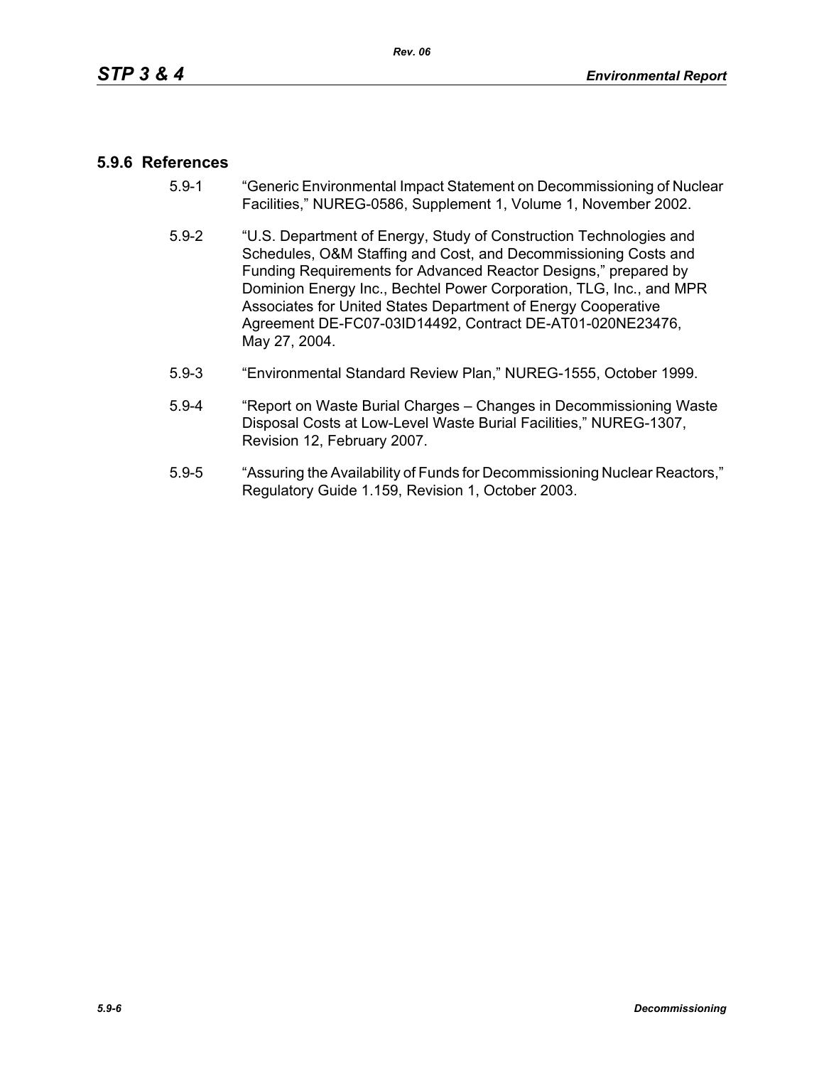## 5.9.6 References

5.9-1 "Generic Environmental Impact Statement on Decommissioning of Nuclear Facilities," NUREG-0586, Supplement 1, Volume 1, November 2002.

5.9-2 "U.S. Department of Energy, Study of Construction Technologies and Schedules, O&M Staffing and Cost, and Decommissioning Costs and Funding Requirements for Advanced Reactor Designs," prepared by Dominion Energy Inc., Bechtel Power Corporation, TLG, Inc., and MPR Associates for United States Department of Energy Cooperative Agreement DE-FC07-03ID14492, Contract DE-AT01-020NE23476, May 27, 2004.

5.9-3 "Environmental Standard Review Plan," NUREG-1555, October 1999.

5.9-4 "Report on Waste Burial Charges – Changes in Decommissioning Waste Disposal Costs at Low-Level Waste Burial Facilities," NUREG-1307, Revision 12, February 2007.

5.9-5 "Assuring the Availability of Funds for Decommissioning Nuclear Reactors," Regulatory Guide 1.159, Revision 1, October 2003.